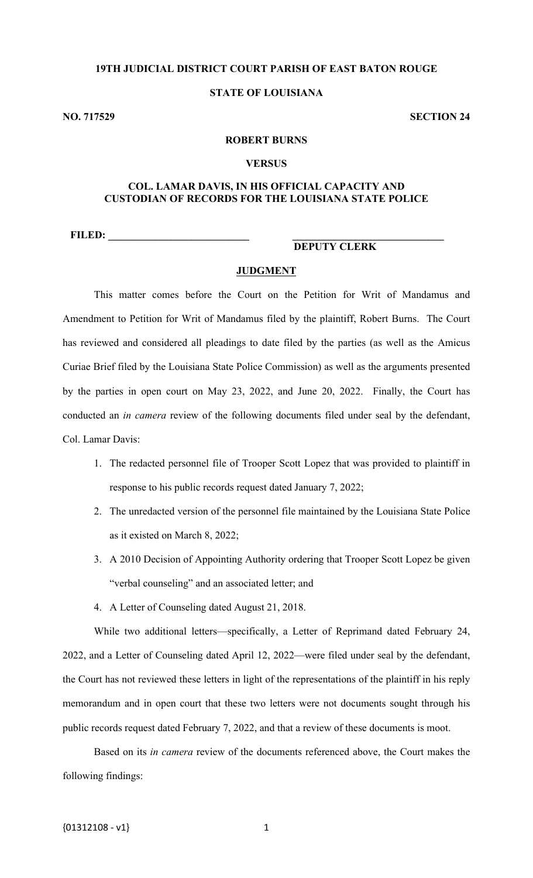**19TH JUDICIAL DISTRICT COURT PARISH OF EAST BATON ROUGE**

**STATE OF LOUISIANA**

**NO. 717529** **SECTION 24**

**ROBERT BURNS**

**VERSUS**

**COL. LAMAR DAVIS, IN HIS OFFICIAL CAPACITY AND CUSTODIAN OF RECORDS FOR THE LOUISIANA STATE POLICE**

**FILED: ___________________________** **___________________________**
**DEPUTY CLERK**

## JUDGMENT

This matter comes before the Court on the Petition for Writ of Mandamus and Amendment to Petition for Writ of Mandamus filed by the plaintiff, Robert Burns. The Court has reviewed and considered all pleadings to date filed by the parties (as well as the Amicus Curiae Brief filed by the Louisiana State Police Commission) as well as the arguments presented by the parties in open court on May 23, 2022, and June 20, 2022. Finally, the Court has conducted an *in camera* review of the following documents filed under seal by the defendant, Col. Lamar Davis:

1. The redacted personnel file of Trooper Scott Lopez that was provided to plaintiff in response to his public records request dated January 7, 2022;
2. The unredacted version of the personnel file maintained by the Louisiana State Police as it existed on March 8, 2022;
3. A 2010 Decision of Appointing Authority ordering that Trooper Scott Lopez be given "verbal counseling" and an associated letter; and
4. A Letter of Counseling dated August 21, 2018.

While two additional letters—specifically, a Letter of Reprimand dated February 24, 2022, and a Letter of Counseling dated April 12, 2022—were filed under seal by the defendant, the Court has not reviewed these letters in light of the representations of the plaintiff in his reply memorandum and in open court that these two letters were not documents sought through his public records request dated February 7, 2022, and that a review of these documents is moot.

Based on its *in camera* review of the documents referenced above, the Court makes the following findings:

{01312108 - v1}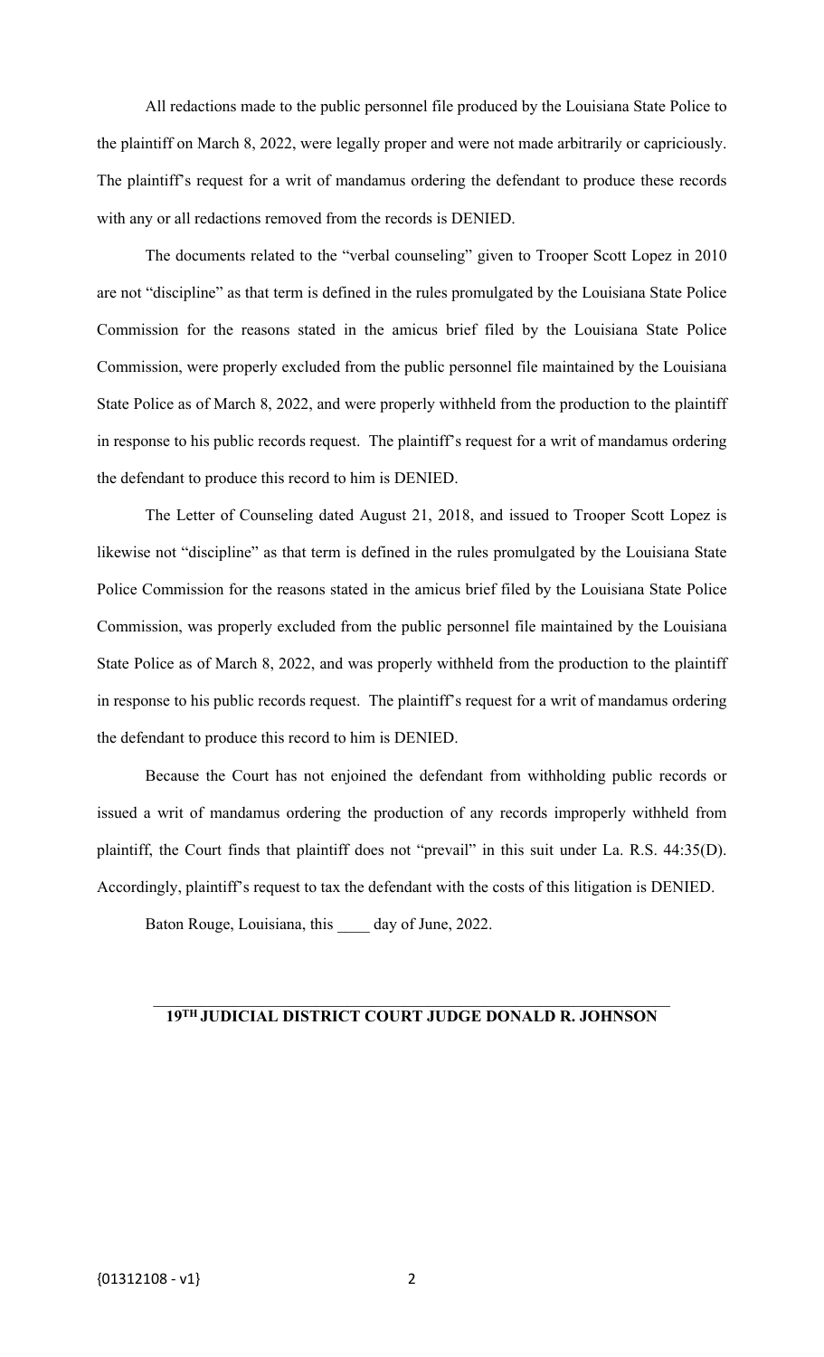All redactions made to the public personnel file produced by the Louisiana State Police to the plaintiff on March 8, 2022, were legally proper and were not made arbitrarily or capriciously. The plaintiff's request for a writ of mandamus ordering the defendant to produce these records with any or all redactions removed from the records is DENIED.

The documents related to the "verbal counseling" given to Trooper Scott Lopez in 2010 are not "discipline" as that term is defined in the rules promulgated by the Louisiana State Police Commission for the reasons stated in the amicus brief filed by the Louisiana State Police Commission, were properly excluded from the public personnel file maintained by the Louisiana State Police as of March 8, 2022, and were properly withheld from the production to the plaintiff in response to his public records request. The plaintiff's request for a writ of mandamus ordering the defendant to produce this record to him is DENIED.

The Letter of Counseling dated August 21, 2018, and issued to Trooper Scott Lopez is likewise not "discipline" as that term is defined in the rules promulgated by the Louisiana State Police Commission for the reasons stated in the amicus brief filed by the Louisiana State Police Commission, was properly excluded from the public personnel file maintained by the Louisiana State Police as of March 8, 2022, and was properly withheld from the production to the plaintiff in response to his public records request. The plaintiff's request for a writ of mandamus ordering the defendant to produce this record to him is DENIED.

Because the Court has not enjoined the defendant from withholding public records or issued a writ of mandamus ordering the production of any records improperly withheld from plaintiff, the Court finds that plaintiff does not "prevail" in this suit under La. R.S. 44:35(D). Accordingly, plaintiff's request to tax the defendant with the costs of this litigation is DENIED.

Baton Rouge, Louisiana, this ____ day of June, 2022.

______________________________________________

**19TH JUDICIAL DISTRICT COURT JUDGE DONALD R. JOHNSON**

{01312108 - v1}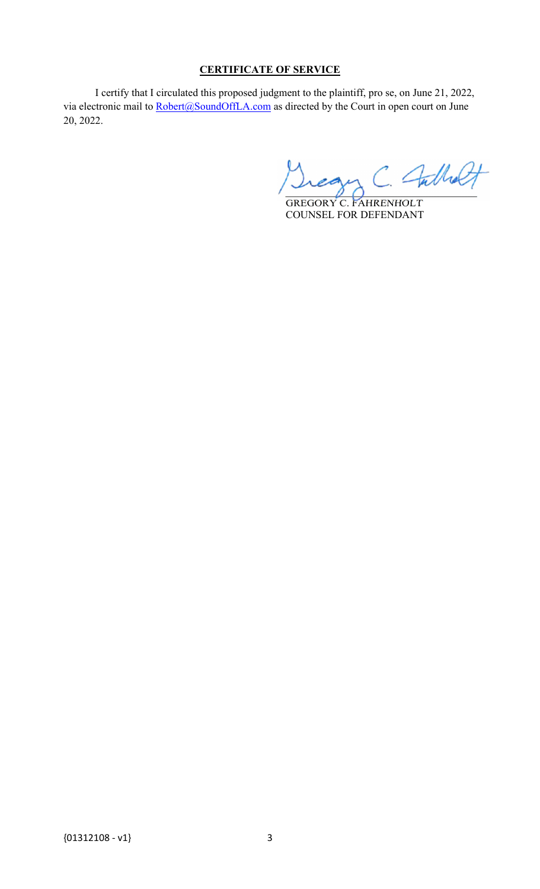**CERTIFICATE OF SERVICE**

I certify that I circulated this proposed judgment to the plaintiff, pro se, on June 21, 2022, via electronic mail to Robert@SoundOffLA.com as directed by the Court in open court on June 20, 2022.

GREGORY C. FAHRENHOLT
COUNSEL FOR DEFENDANT

{01312108 - v1}